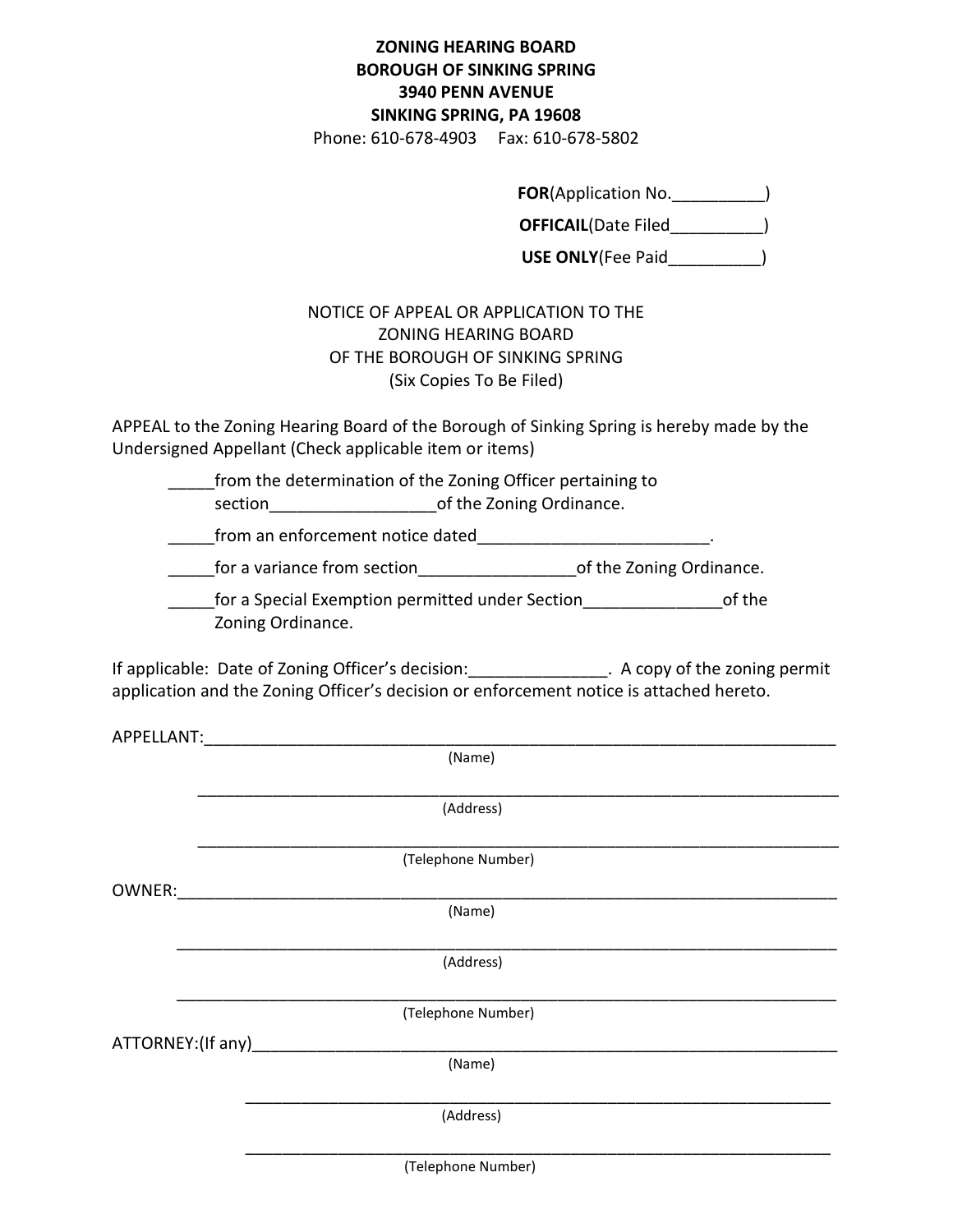**ZONING HEARING BOARD**
**BOROUGH OF SINKING SPRING**
**3940 PENN AVENUE**
**SINKING SPRING, PA 19608**
Phone: 610-678-4903 Fax: 610-678-5802

**FOR**(Application No.__________)
**OFFICAIL**(Date Filed__________)
**USE ONLY**(Fee Paid__________)

NOTICE OF APPEAL OR APPLICATION TO THE
ZONING HEARING BOARD
OF THE BOROUGH OF SINKING SPRING
(Six Copies To Be Filed)

APPEAL to the Zoning Hearing Board of the Borough of Sinking Spring is hereby made by the Undersigned Appellant (Check applicable item or items)

_____from the determination of the Zoning Officer pertaining to section_________________of the Zoning Ordinance.

_____from an enforcement notice dated________________________.

_____for a variance from section________________of the Zoning Ordinance.

_____for a Special Exemption permitted under Section______________of the Zoning Ordinance.

If applicable: Date of Zoning Officer's decision:______________. A copy of the zoning permit application and the Zoning Officer's decision or enforcement notice is attached hereto.

APPELLANT:____________________________________________________________________
(Name)

______________________________________________________________________________
(Address)

______________________________________________________________________________
(Telephone Number)

OWNER:_______________________________________________________________________
(Name)

______________________________________________________________________________
(Address)

______________________________________________________________________________
(Telephone Number)

ATTORNEY:(If any)_______________________________________________________________
(Name)

______________________________________________________________________________
(Address)

______________________________________________________________________________
(Telephone Number)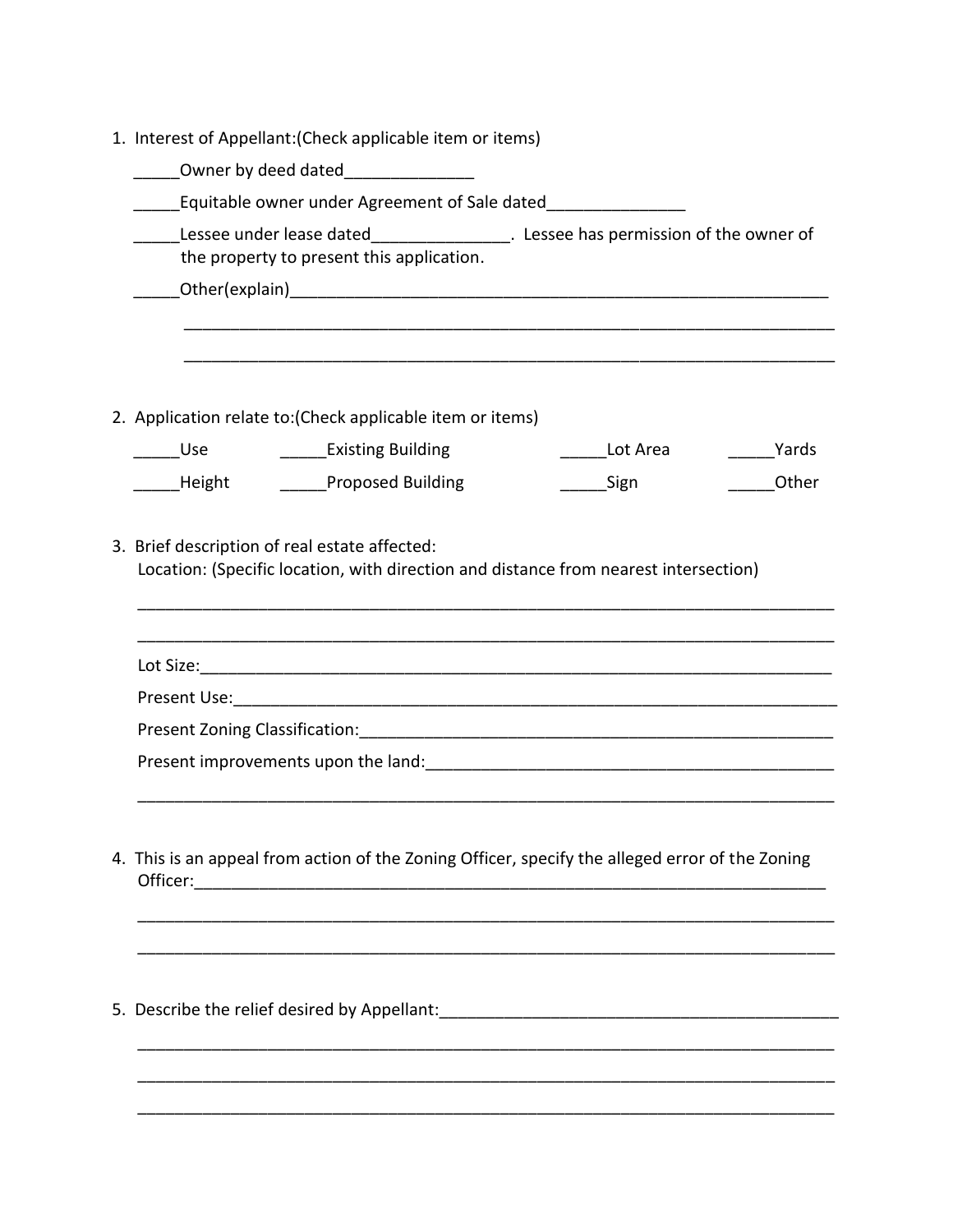1. Interest of Appellant:(Check applicable item or items)

   _____Owner by deed dated______________

   _____Equitable owner under Agreement of Sale dated_______________

   _____Lessee under lease dated_______________. Lessee has permission of the owner of the property to present this application.

   _____Other(explain)_____________________________________________________________

   _______________________________________________________________________

   _______________________________________________________________________

2. Application relate to:(Check applicable item or items)

   | | | | |
   |---|---|---|---|
   | _____Use | _____Existing Building | _____Lot Area | _____Yards |
   | _____Height | _____Proposed Building | _____Sign | _____Other |

3. Brief description of real estate affected:
   Location: (Specific location, with direction and distance from nearest intersection)

   _______________________________________________________________________

   _______________________________________________________________________

   Lot Size:_______________________________________________________________

   Present Use:____________________________________________________________

   Present Zoning Classification:____________________________________________

   Present improvements upon the land:______________________________________

   _______________________________________________________________________

4. This is an appeal from action of the Zoning Officer, specify the alleged error of the Zoning Officer:_______________________________________________________________

   _______________________________________________________________________

   _______________________________________________________________________

5. Describe the relief desired by Appellant:__________________________________________

   _______________________________________________________________________

   _______________________________________________________________________

   _______________________________________________________________________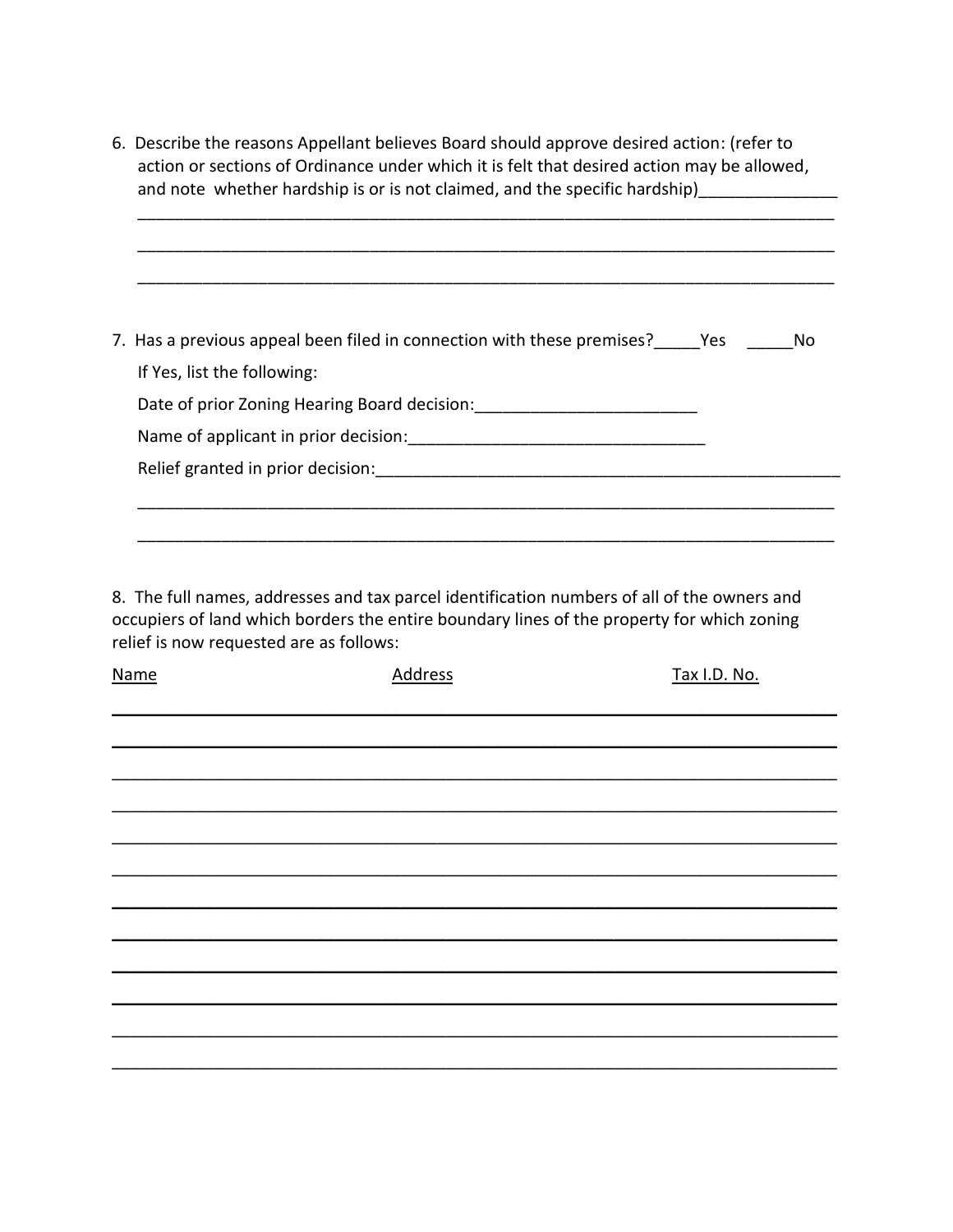6. Describe the reasons Appellant believes Board should approve desired action: (refer to action or sections of Ordinance under which it is felt that desired action may be allowed, and note whether hardship is or is not claimed, and the specific hardship)_______________

_____________________________________________________________________________

_____________________________________________________________________________

_____________________________________________________________________________

7. Has a previous appeal been filed in connection with these premises?_____Yes _____No

If Yes, list the following:

Date of prior Zoning Hearing Board decision:________________________

Name of applicant in prior decision:________________________________

Relief granted in prior decision:_____________________________________________________

_____________________________________________________________________________

_____________________________________________________________________________

8. The full names, addresses and tax parcel identification numbers of all of the owners and occupiers of land which borders the entire boundary lines of the property for which zoning relief is now requested are as follows:

| Name | Address | Tax I.D. No. |
|---|---|---|
| | | |
| | | |
| | | |
| | | |
| | | |
| | | |
| | | |
| | | |
| | | |
| | | |
| | | |
| | | |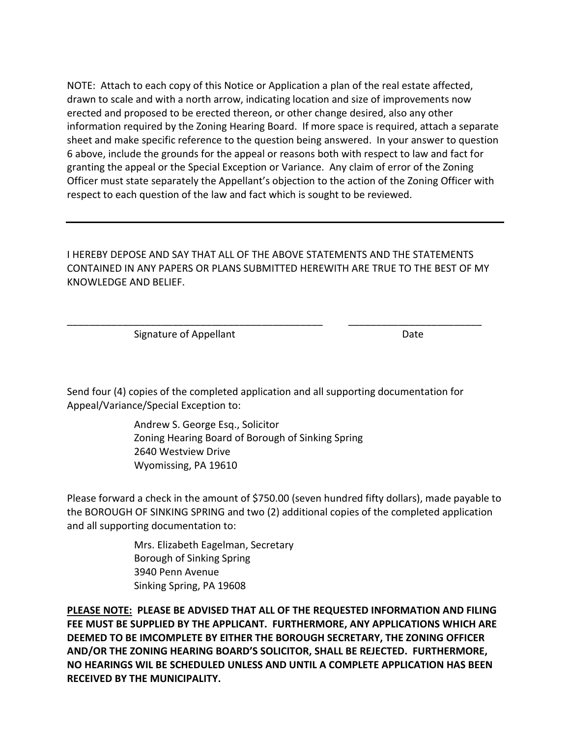NOTE: Attach to each copy of this Notice or Application a plan of the real estate affected, drawn to scale and with a north arrow, indicating location and size of improvements now erected and proposed to be erected thereon, or other change desired, also any other information required by the Zoning Hearing Board. If more space is required, attach a separate sheet and make specific reference to the question being answered. In your answer to question 6 above, include the grounds for the appeal or reasons both with respect to law and fact for granting the appeal or the Special Exception or Variance. Any claim of error of the Zoning Officer must state separately the Appellant's objection to the action of the Zoning Officer with respect to each question of the law and fact which is sought to be reviewed.

---

I HEREBY DEPOSE AND SAY THAT ALL OF THE ABOVE STATEMENTS AND THE STATEMENTS CONTAINED IN ANY PAPERS OR PLANS SUBMITTED HEREWITH ARE TRUE TO THE BEST OF MY KNOWLEDGE AND BELIEF.

_______________________________________________ ________________________

Signature of Appellant Date

Send four (4) copies of the completed application and all supporting documentation for Appeal/Variance/Special Exception to:

Andrew S. George Esq., Solicitor
Zoning Hearing Board of Borough of Sinking Spring
2640 Westview Drive
Wyomissing, PA 19610

Please forward a check in the amount of $750.00 (seven hundred fifty dollars), made payable to the BOROUGH OF SINKING SPRING and two (2) additional copies of the completed application and all supporting documentation to:

Mrs. Elizabeth Eagelman, Secretary
Borough of Sinking Spring
3940 Penn Avenue
Sinking Spring, PA 19608

**<u>PLEASE NOTE:</u> PLEASE BE ADVISED THAT ALL OF THE REQUESTED INFORMATION AND FILING FEE MUST BE SUPPLIED BY THE APPLICANT. FURTHERMORE, ANY APPLICATIONS WHICH ARE DEEMED TO BE IMCOMPLETE BY EITHER THE BOROUGH SECRETARY, THE ZONING OFFICER AND/OR THE ZONING HEARING BOARD'S SOLICITOR, SHALL BE REJECTED. FURTHERMORE, NO HEARINGS WIL BE SCHEDULED UNLESS AND UNTIL A COMPLETE APPLICATION HAS BEEN RECEIVED BY THE MUNICIPALITY.**